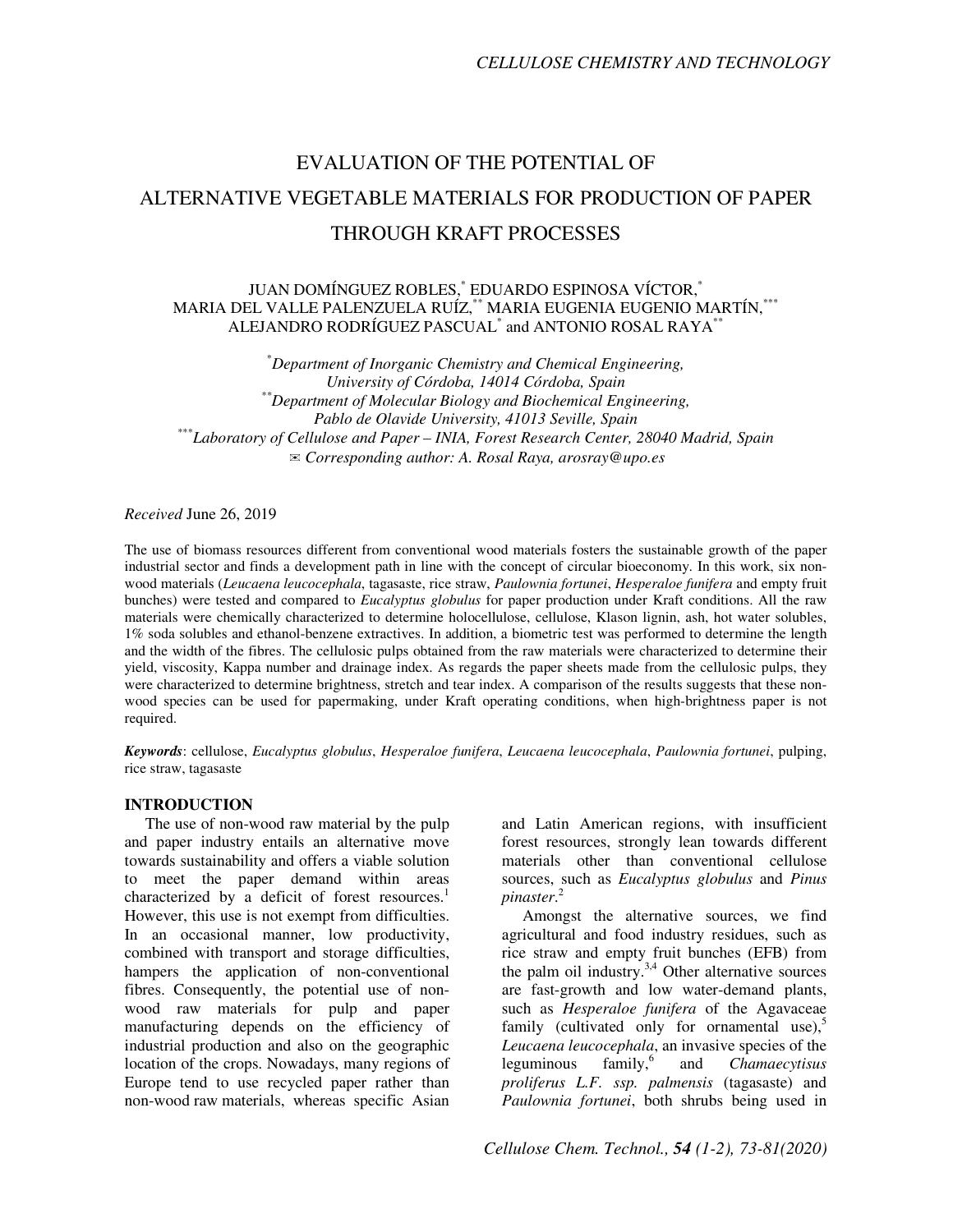# EVALUATION OF THE POTENTIAL OF ALTERNATIVE VEGETABLE MATERIALS FOR PRODUCTION OF PAPER THROUGH KRAFT PROCESSES

JUAN DOMÍNGUEZ ROBLES,[*] EDUARDO ESPINOSA VÍCTOR,[*] MARIA DEL VALLE PALENZUELA RUÍZ,[**] MARIA EUGENIA EUGENIO MARTÍN,[***] ALEJANDRO RODRÍGUEZ PASCUAL[*] and ANTONIO ROSAL RAYA[**]

[*] *Department of Inorganic Chemistry and Chemical Engineering, University of Córdoba, 14014 Córdoba, Spain*
[**] *Department of Molecular Biology and Biochemical Engineering, Pablo de Olavide University, 41013 Seville, Spain*
[***] *Laboratory of Cellulose and Paper – INIA, Forest Research Center, 28040 Madrid, Spain*
✉ *Corresponding author: A. Rosal Raya, arosray@upo.es*

*Received* June 26, 2019

The use of biomass resources different from conventional wood materials fosters the sustainable growth of the paper industrial sector and finds a development path in line with the concept of circular bioeconomy. In this work, six non-wood materials (*Leucaena leucocephala*, tagasaste, rice straw, *Paulownia fortunei*, *Hesperaloe funifera* and empty fruit bunches) were tested and compared to *Eucalyptus globulus* for paper production under Kraft conditions. All the raw materials were chemically characterized to determine holocellulose, cellulose, Klason lignin, ash, hot water solubles, 1% soda solubles and ethanol-benzene extractives. In addition, a biometric test was performed to determine the length and the width of the fibres. The cellulosic pulps obtained from the raw materials were characterized to determine their yield, viscosity, Kappa number and drainage index. As regards the paper sheets made from the cellulosic pulps, they were characterized to determine brightness, stretch and tear index. A comparison of the results suggests that these non-wood species can be used for papermaking, under Kraft operating conditions, when high-brightness paper is not required.

***Keywords***: cellulose, *Eucalyptus globulus*, *Hesperaloe funifera*, *Leucaena leucocephala*, *Paulownia fortunei*, pulping, rice straw, tagasaste

## INTRODUCTION

The use of non-wood raw material by the pulp and paper industry entails an alternative move towards sustainability and offers a viable solution to meet the paper demand within areas characterized by a deficit of forest resources.[1] However, this use is not exempt from difficulties. In an occasional manner, low productivity, combined with transport and storage difficulties, hampers the application of non-conventional fibres. Consequently, the potential use of non-wood raw materials for pulp and paper manufacturing depends on the efficiency of industrial production and also on the geographic location of the crops. Nowadays, many regions of Europe tend to use recycled paper rather than non-wood raw materials, whereas specific Asian and Latin American regions, with insufficient forest resources, strongly lean towards different materials other than conventional cellulose sources, such as *Eucalyptus globulus* and *Pinus pinaster*.[2]

Amongst the alternative sources, we find agricultural and food industry residues, such as rice straw and empty fruit bunches (EFB) from the palm oil industry.[3,4] Other alternative sources are fast-growth and low water-demand plants, such as *Hesperaloe funifera* of the Agavaceae family (cultivated only for ornamental use),[5] *Leucaena leucocephala*, an invasive species of the leguminous family,[6] and *Chamaecytisus proliferus L.F. ssp. palmensis* (tagasaste) and *Paulownia fortunei*, both shrubs being used in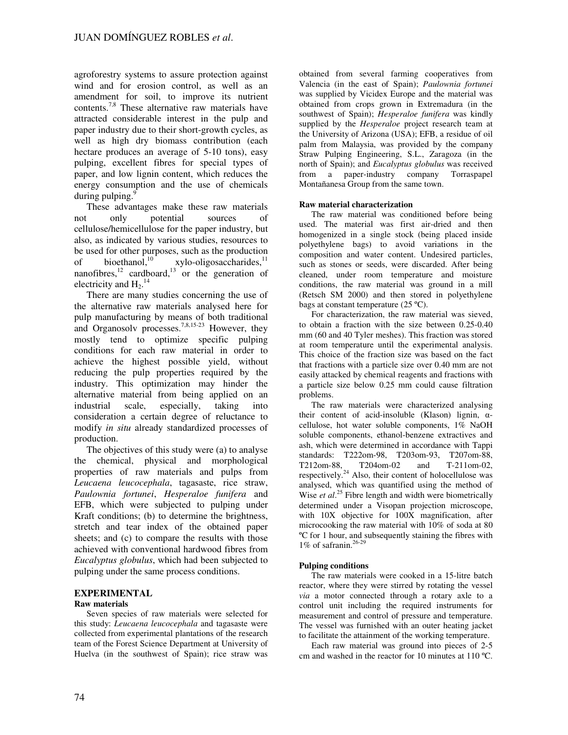agroforestry systems to assure protection against wind and for erosion control, as well as an amendment for soil, to improve its nutrient contents.[7,8] These alternative raw materials have attracted considerable interest in the pulp and paper industry due to their short-growth cycles, as well as high dry biomass contribution (each hectare produces an average of 5-10 tons), easy pulping, excellent fibres for special types of paper, and low lignin content, which reduces the energy consumption and the use of chemicals during pulping.[9]

These advantages make these raw materials not only potential sources of cellulose/hemicellulose for the paper industry, but also, as indicated by various studies, resources to be used for other purposes, such as the production of bioethanol,[10] xylo-oligosaccharides,[11] nanofibres,[12] cardboard,[13] or the generation of electricity and $H_2$.[14]

There are many studies concerning the use of the alternative raw materials analysed here for pulp manufacturing by means of both traditional and Organosolv processes.[7,8,15-23] However, they mostly tend to optimize specific pulping conditions for each raw material in order to achieve the highest possible yield, without reducing the pulp properties required by the industry. This optimization may hinder the alternative material from being applied on an industrial scale, especially, taking into consideration a certain degree of reluctance to modify *in situ* already standardized processes of production.

The objectives of this study were (a) to analyse the chemical, physical and morphological properties of raw materials and pulps from *Leucaena leucocephala*, tagasaste, rice straw, *Paulownia fortunei*, *Hesperaloe funifera* and EFB, which were subjected to pulping under Kraft conditions; (b) to determine the brightness, stretch and tear index of the obtained paper sheets; and (c) to compare the results with those achieved with conventional hardwood fibres from *Eucalyptus globulus*, which had been subjected to pulping under the same process conditions.

## EXPERIMENTAL

### Raw materials

Seven species of raw materials were selected for this study: *Leucaena leucocephala* and tagasaste were collected from experimental plantations of the research team of the Forest Science Department at University of Huelva (in the southwest of Spain); rice straw was obtained from several farming cooperatives from Valencia (in the east of Spain); *Paulownia fortunei* was supplied by Vicidex Europe and the material was obtained from crops grown in Extremadura (in the southwest of Spain); *Hesperaloe funifera* was kindly supplied by the *Hesperaloe* project research team at the University of Arizona (USA); EFB, a residue of oil palm from Malaysia, was provided by the company Straw Pulping Engineering, S.L., Zaragoza (in the north of Spain); and *Eucalyptus globulus* was received from a paper-industry company Torraspapel Montañanesa Group from the same town.

### Raw material characterization

The raw material was conditioned before being used. The material was first air-dried and then homogenized in a single stock (being placed inside polyethylene bags) to avoid variations in the composition and water content. Undesired particles, such as stones or seeds, were discarded. After being cleaned, under room temperature and moisture conditions, the raw material was ground in a mill (Retsch SM 2000) and then stored in polyethylene bags at constant temperature (25 ºC).

For characterization, the raw material was sieved, to obtain a fraction with the size between 0.25-0.40 mm (60 and 40 Tyler meshes). This fraction was stored at room temperature until the experimental analysis. This choice of the fraction size was based on the fact that fractions with a particle size over 0.40 mm are not easily attacked by chemical reagents and fractions with a particle size below 0.25 mm could cause filtration problems.

The raw materials were characterized analysing their content of acid-insoluble (Klason) lignin, α-cellulose, hot water soluble components, 1% NaOH soluble components, ethanol-benzene extractives and ash, which were determined in accordance with Tappi standards: T222om-98, T203om-93, T207om-88, T212om-88, T204om-02 and T-211om-02, respectively.[24] Also, their content of holocellulose was analysed, which was quantified using the method of Wise *et al*.[25] Fibre length and width were biometrically determined under a Visopan projection microscope, with 10X objective for 100X magnification, after microcooking the raw material with 10% of soda at 80 ºC for 1 hour, and subsequently staining the fibres with 1% of safranin.[26-29]

### Pulping conditions

The raw materials were cooked in a 15-litre batch reactor, where they were stirred by rotating the vessel *via* a motor connected through a rotary axle to a control unit including the required instruments for measurement and control of pressure and temperature. The vessel was furnished with an outer heating jacket to facilitate the attainment of the working temperature.

Each raw material was ground into pieces of 2-5 cm and washed in the reactor for 10 minutes at 110 ºC.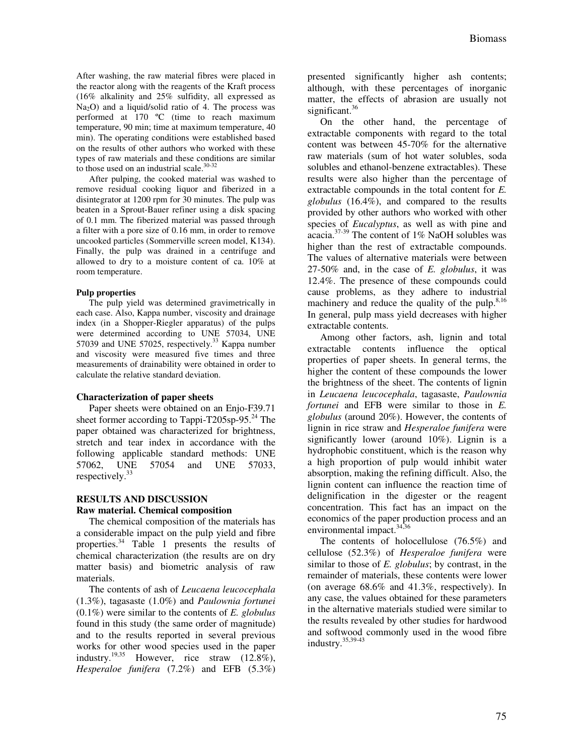After washing, the raw material fibres were placed in the reactor along with the reagents of the Kraft process (16% alkalinity and 25% sulfidity, all expressed as $Na_2O$) and a liquid/solid ratio of 4. The process was performed at 170 ºC (time to reach maximum temperature, 90 min; time at maximum temperature, 40 min). The operating conditions were established based on the results of other authors who worked with these types of raw materials and these conditions are similar to those used on an industrial scale.[30-32]

After pulping, the cooked material was washed to remove residual cooking liquor and fiberized in a disintegrator at 1200 rpm for 30 minutes. The pulp was beaten in a Sprout-Bauer refiner using a disk spacing of 0.1 mm. The fiberized material was passed through a filter with a pore size of 0.16 mm, in order to remove uncooked particles (Sommerville screen model, K134). Finally, the pulp was drained in a centrifuge and allowed to dry to a moisture content of ca. 10% at room temperature.

**Pulp properties**

The pulp yield was determined gravimetrically in each case. Also, Kappa number, viscosity and drainage index (in a Shopper-Riegler apparatus) of the pulps were determined according to UNE 57034, UNE 57039 and UNE 57025, respectively.[33] Kappa number and viscosity were measured five times and three measurements of drainability were obtained in order to calculate the relative standard deviation.

### Characterization of paper sheets

Paper sheets were obtained on an Enjo-F39.71 sheet former according to Tappi-T205sp-95.[24] The paper obtained was characterized for brightness, stretch and tear index in accordance with the following applicable standard methods: UNE 57062, UNE 57054 and UNE 57033, respectively.[33]

## RESULTS AND DISCUSSION

### Raw material. Chemical composition

The chemical composition of the materials has a considerable impact on the pulp yield and fibre properties.[34] Table 1 presents the results of chemical characterization (the results are on dry matter basis) and biometric analysis of raw materials.

The contents of ash of *Leucaena leucocephala* (1.3%), tagasaste (1.0%) and *Paulownia fortunei* (0.1%) were similar to the contents of *E. globulus* found in this study (the same order of magnitude) and to the results reported in several previous works for other wood species used in the paper industry.[19,35] However, rice straw (12.8%), *Hesperaloe funifera* (7.2%) and EFB (5.3%) presented significantly higher ash contents; although, with these percentages of inorganic matter, the effects of abrasion are usually not significant.[36]

On the other hand, the percentage of extractable components with regard to the total content was between 45-70% for the alternative raw materials (sum of hot water solubles, soda solubles and ethanol-benzene extractables). These results were also higher than the percentage of extractable compounds in the total content for *E. globulus* (16.4%), and compared to the results provided by other authors who worked with other species of *Eucalyptus*, as well as with pine and acacia.[37-39] The content of 1% NaOH solubles was higher than the rest of extractable compounds. The values of alternative materials were between 27-50% and, in the case of *E. globulus*, it was 12.4%. The presence of these compounds could cause problems, as they adhere to industrial machinery and reduce the quality of the pulp.[8,16] In general, pulp mass yield decreases with higher extractable contents.

Among other factors, ash, lignin and total extractable contents influence the optical properties of paper sheets. In general terms, the higher the content of these compounds the lower the brightness of the sheet. The contents of lignin in *Leucaena leucocephala*, tagasaste, *Paulownia fortunei* and EFB were similar to those in *E. globulus* (around 20%). However, the contents of lignin in rice straw and *Hesperaloe funifera* were significantly lower (around 10%). Lignin is a hydrophobic constituent, which is the reason why a high proportion of pulp would inhibit water absorption, making the refining difficult. Also, the lignin content can influence the reaction time of delignification in the digester or the reagent concentration. This fact has an impact on the economics of the paper production process and an environmental impact.[34,36]

The contents of holocellulose (76.5%) and cellulose (52.3%) of *Hesperaloe funifera* were similar to those of *E. globulus*; by contrast, in the remainder of materials, these contents were lower (on average 68.6% and 41.3%, respectively). In any case, the values obtained for these parameters in the alternative materials studied were similar to the results revealed by other studies for hardwood and softwood commonly used in the wood fibre industry.[35,39-43]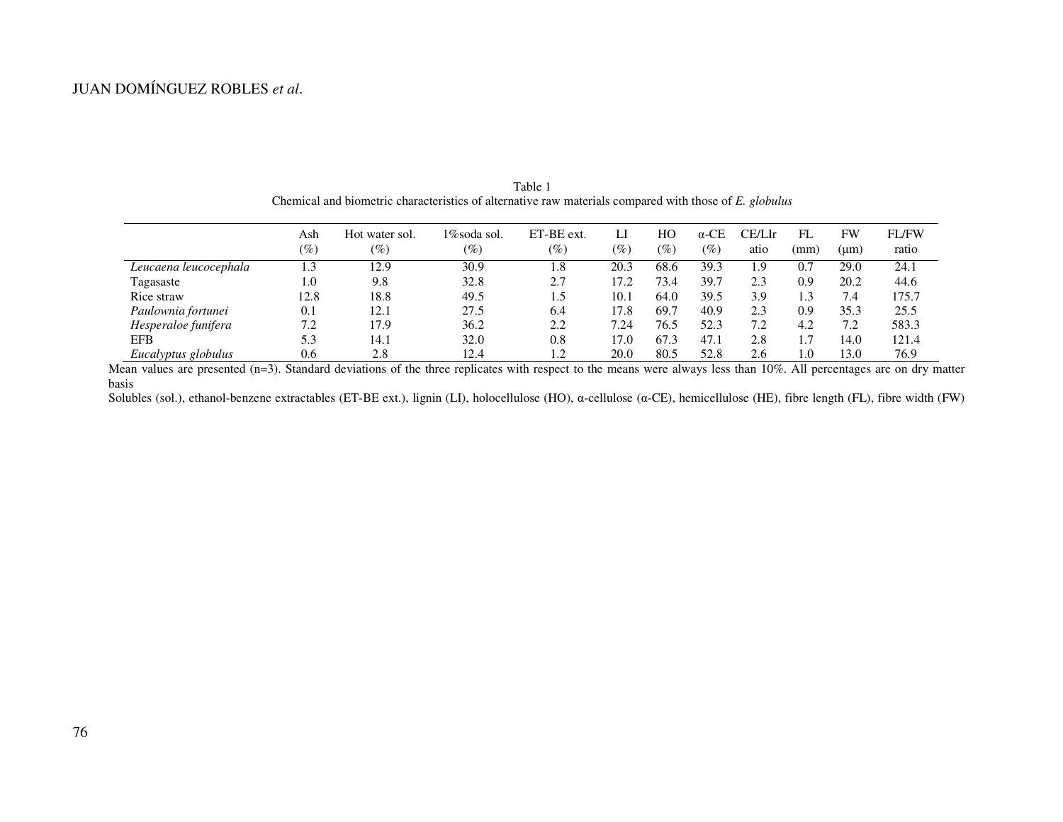Table 1
Chemical and biometric characteristics of alternative raw materials compared with those of *E. globulus*

| | Ash (%) | Hot water sol. (%) | 1%soda sol. (%) | ET-BE ext. (%) | LI (%) | HO (%) | α-CE (%) | CE/LIratio | FL (mm) | FW (μm) | FL/FW ratio |
|---|---|---|---|---|---|---|---|---|---|---|---|
| *Leucaena leucocephala* | 1.3 | 12.9 | 30.9 | 1.8 | 20.3 | 68.6 | 39.3 | 1.9 | 0.7 | 29.0 | 24.1 |
| Tagasaste | 1.0 | 9.8 | 32.8 | 2.7 | 17.2 | 73.4 | 39.7 | 2.3 | 0.9 | 20.2 | 44.6 |
| Rice straw | 12.8 | 18.8 | 49.5 | 1.5 | 10.1 | 64.0 | 39.5 | 3.9 | 1.3 | 7.4 | 175.7 |
| *Paulownia fortunei* | 0.1 | 12.1 | 27.5 | 6.4 | 17.8 | 69.7 | 40.9 | 2.3 | 0.9 | 35.3 | 25.5 |
| *Hesperaloe funifera* | 7.2 | 17.9 | 36.2 | 2.2 | 7.24 | 76.5 | 52.3 | 7.2 | 4.2 | 7.2 | 583.3 |
| EFB | 5.3 | 14.1 | 32.0 | 0.8 | 17.0 | 67.3 | 47.1 | 2.8 | 1.7 | 14.0 | 121.4 |
| *Eucalyptus globulus* | 0.6 | 2.8 | 12.4 | 1.2 | 20.0 | 80.5 | 52.8 | 2.6 | 1.0 | 13.0 | 76.9 |

Mean values are presented (n=3). Standard deviations of the three replicates with respect to the means were always less than 10%. All percentages are on dry matter basis

Solubles (sol.), ethanol-benzene extractables (ET-BE ext.), lignin (LI), holocellulose (HO), α-cellulose (α-CE), hemicellulose (HE), fibre length (FL), fibre width (FW)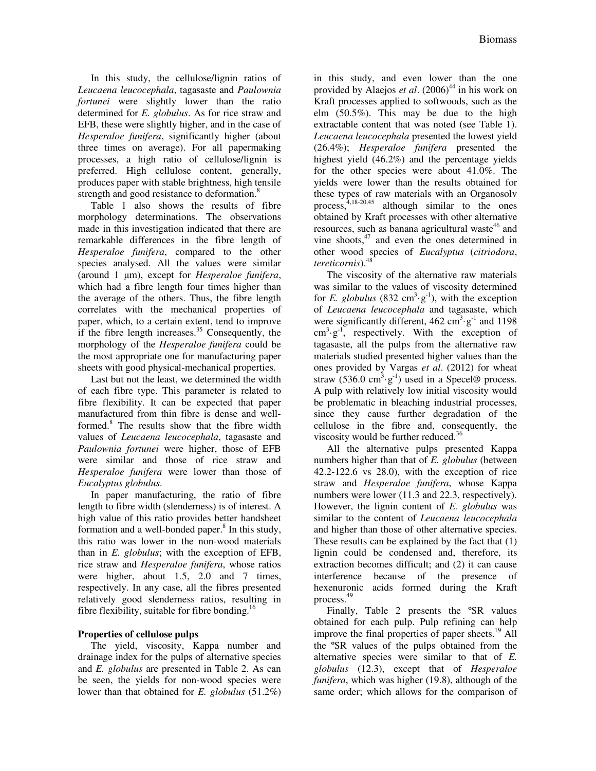In this study, the cellulose/lignin ratios of *Leucaena leucocephala*, tagasaste and *Paulownia fortunei* were slightly lower than the ratio determined for *E. globulus*. As for rice straw and EFB, these were slightly higher, and in the case of *Hesperaloe funifera*, significantly higher (about three times on average). For all papermaking processes, a high ratio of cellulose/lignin is preferred. High cellulose content, generally, produces paper with stable brightness, high tensile strength and good resistance to deformation.[8]

Table 1 also shows the results of fibre morphology determinations. The observations made in this investigation indicated that there are remarkable differences in the fibre length of *Hesperaloe funifera*, compared to the other species analysed. All the values were similar (around 1 μm), except for *Hesperaloe funifera*, which had a fibre length four times higher than the average of the others. Thus, the fibre length correlates with the mechanical properties of paper, which, to a certain extent, tend to improve if the fibre length increases.[35] Consequently, the morphology of the *Hesperaloe funifera* could be the most appropriate one for manufacturing paper sheets with good physical-mechanical properties.

Last but not the least, we determined the width of each fibre type. This parameter is related to fibre flexibility. It can be expected that paper manufactured from thin fibre is dense and well-formed.[8] The results show that the fibre width values of *Leucaena leucocephala*, tagasaste and *Paulownia fortunei* were higher, those of EFB were similar and those of rice straw and *Hesperaloe funifera* were lower than those of *Eucalyptus globulus*.

In paper manufacturing, the ratio of fibre length to fibre width (slenderness) is of interest. A high value of this ratio provides better handsheet formation and a well-bonded paper.[8] In this study, this ratio was lower in the non-wood materials than in *E. globulus*; with the exception of EFB, rice straw and *Hesperaloe funifera*, whose ratios were higher, about 1.5, 2.0 and 7 times, respectively. In any case, all the fibres presented relatively good slenderness ratios, resulting in fibre flexibility, suitable for fibre bonding.[16]

**Properties of cellulose pulps**

The yield, viscosity, Kappa number and drainage index for the pulps of alternative species and *E. globulus* are presented in Table 2. As can be seen, the yields for non-wood species were lower than that obtained for *E. globulus* (51.2%) in this study, and even lower than the one provided by Alaejos *et al*. (2006)[44] in his work on Kraft processes applied to softwoods, such as the elm (50.5%). This may be due to the high extractable content that was noted (see Table 1). *Leucaena leucocephala* presented the lowest yield (26.4%); *Hesperaloe funifera* presented the highest yield (46.2%) and the percentage yields for the other species were about 41.0%. The yields were lower than the results obtained for these types of raw materials with an Organosolv process,[4,18-20,45] although similar to the ones obtained by Kraft processes with other alternative resources, such as banana agricultural waste[46] and vine shoots,[47] and even the ones determined in other wood species of *Eucalyptus* (*citriodora*, *tereticornis*).[48]

The viscosity of the alternative raw materials was similar to the values of viscosity determined for *E. globulus* (832 $cm^3 \cdot g^{-1}$), with the exception of *Leucaena leucocephala* and tagasaste, which were significantly different, 462 $cm^3 \cdot g^{-1}$ and 1198 $cm^3 \cdot g^{-1}$, respectively. With the exception of tagasaste, all the pulps from the alternative raw materials studied presented higher values than the ones provided by Vargas *et al*. (2012) for wheat straw (536.0 $cm^3 \cdot g^{-1}$) used in a Specel® process. A pulp with relatively low initial viscosity would be problematic in bleaching industrial processes, since they cause further degradation of the cellulose in the fibre and, consequently, the viscosity would be further reduced.[36]

All the alternative pulps presented Kappa numbers higher than that of *E. globulus* (between 42.2-122.6 vs 28.0), with the exception of rice straw and *Hesperaloe funifera*, whose Kappa numbers were lower (11.3 and 22.3, respectively). However, the lignin content of *E. globulus* was similar to the content of *Leucaena leucocephala* and higher than those of other alternative species. These results can be explained by the fact that (1) lignin could be condensed and, therefore, its extraction becomes difficult; and (2) it can cause interference because of the presence of hexenuronic acids formed during the Kraft process.[49]

Finally, Table 2 presents the ºSR values obtained for each pulp. Pulp refining can help improve the final properties of paper sheets.[19] All the ºSR values of the pulps obtained from the alternative species were similar to that of *E. globulus* (12.3), except that of *Hesperaloe funifera*, which was higher (19.8), although of the same order; which allows for the comparison of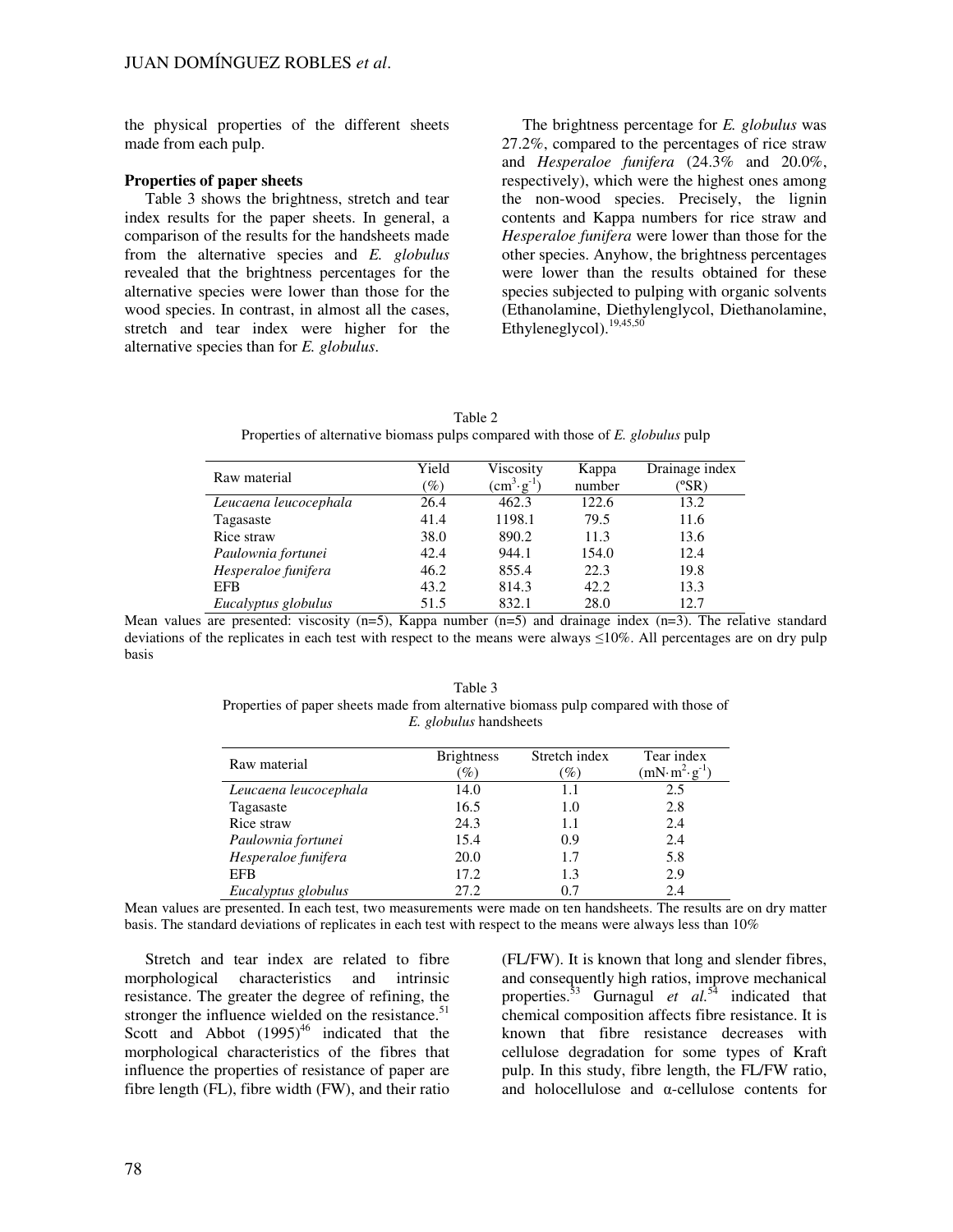the physical properties of the different sheets made from each pulp.

### Properties of paper sheets

Table 3 shows the brightness, stretch and tear index results for the paper sheets. In general, a comparison of the results for the handsheets made from the alternative species and *E. globulus* revealed that the brightness percentages for the alternative species were lower than those for the wood species. In contrast, in almost all the cases, stretch and tear index were higher for the alternative species than for *E. globulus*.

The brightness percentage for *E. globulus* was 27.2%, compared to the percentages of rice straw and *Hesperaloe funifera* (24.3% and 20.0%, respectively), which were the highest ones among the non-wood species. Precisely, the lignin contents and Kappa numbers for rice straw and *Hesperaloe funifera* were lower than those for the other species. Anyhow, the brightness percentages were lower than the results obtained for these species subjected to pulping with organic solvents (Ethanolamine, Diethylenglycol, Diethanolamine, Ethyleneglycol).[19,45,50]

Table 2
Properties of alternative biomass pulps compared with those of *E. globulus* pulp

| Raw material | Yield (%) | Viscosity ($cm^3 \cdot g^{-1}$) | Kappa number | Drainage index (°SR) |
|---|---|---|---|---|
| *Leucaena leucocephala* | 26.4 | 462.3 | 122.6 | 13.2 |
| Tagasaste | 41.4 | 1198.1 | 79.5 | 11.6 |
| Rice straw | 38.0 | 890.2 | 11.3 | 13.6 |
| *Paulownia fortunei* | 42.4 | 944.1 | 154.0 | 12.4 |
| *Hesperaloe funifera* | 46.2 | 855.4 | 22.3 | 19.8 |
| EFB | 43.2 | 814.3 | 42.2 | 13.3 |
| *Eucalyptus globulus* | 51.5 | 832.1 | 28.0 | 12.7 |

Mean values are presented: viscosity (n=5), Kappa number (n=5) and drainage index (n=3). The relative standard deviations of the replicates in each test with respect to the means were always ≤10%. All percentages are on dry pulp basis

Table 3
Properties of paper sheets made from alternative biomass pulp compared with those of *E. globulus* handsheets

| Raw material | Brightness (%) | Stretch index (%) | Tear index ($mN \cdot m^2 \cdot g^{-1}$) |
|---|---|---|---|
| *Leucaena leucocephala* | 14.0 | 1.1 | 2.5 |
| Tagasaste | 16.5 | 1.0 | 2.8 |
| Rice straw | 24.3 | 1.1 | 2.4 |
| *Paulownia fortunei* | 15.4 | 0.9 | 2.4 |
| *Hesperaloe funifera* | 20.0 | 1.7 | 5.8 |
| EFB | 17.2 | 1.3 | 2.9 |
| *Eucalyptus globulus* | 27.2 | 0.7 | 2.4 |

Mean values are presented. In each test, two measurements were made on ten handsheets. The results are on dry matter basis. The standard deviations of replicates in each test with respect to the means were always less than 10%

Stretch and tear index are related to fibre morphological characteristics and intrinsic resistance. The greater the degree of refining, the stronger the influence wielded on the resistance.[51] Scott and Abbot (1995)[46] indicated that the morphological characteristics of the fibres that influence the properties of resistance of paper are fibre length (FL), fibre width (FW), and their ratio (FL/FW). It is known that long and slender fibres, and consequently high ratios, improve mechanical properties.[53] Gurnagul *et al.*[54] indicated that chemical composition affects fibre resistance. It is known that fibre resistance decreases with cellulose degradation for some types of Kraft pulp. In this study, fibre length, the FL/FW ratio, and holocellulose and α-cellulose contents for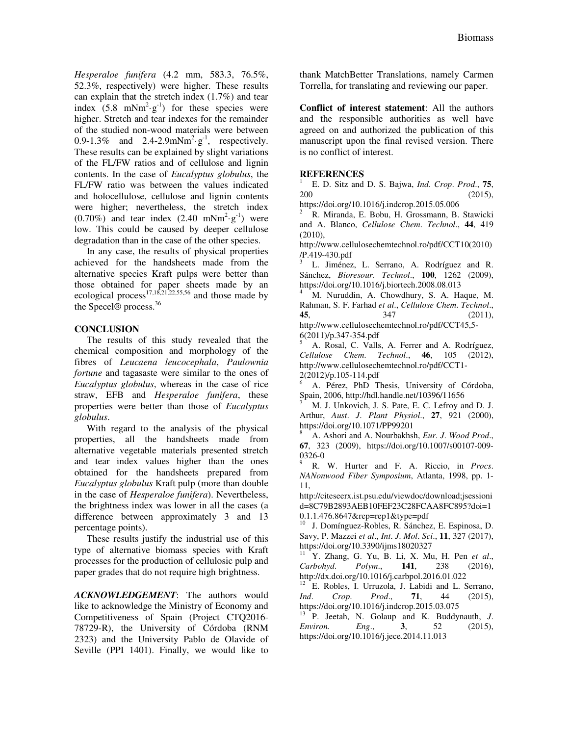*Hesperaloe funifera* (4.2 mm, 583.3, 76.5%, 52.3%, respectively) were higher. These results can explain that the stretch index (1.7%) and tear index (5.8 $mNm^2 \cdot g^{-1}$) for these species were higher. Stretch and tear indexes for the remainder of the studied non-wood materials were between 0.9-1.3% and 2.4-2.9$mNm^2 \cdot g^{-1}$, respectively. These results can be explained by slight variations of the FL/FW ratios and of cellulose and lignin contents. In the case of *Eucalyptus globulus*, the FL/FW ratio was between the values indicated and holocellulose, cellulose and lignin contents were higher; nevertheless, the stretch index (0.70%) and tear index (2.40 $mNm^2 \cdot g^{-1}$) were low. This could be caused by deeper cellulose degradation than in the case of the other species.

In any case, the results of physical properties achieved for the handsheets made from the alternative species Kraft pulps were better than those obtained for paper sheets made by an ecological process[17,18,21,22,55,56] and those made by the Specel® process.[36]

## CONCLUSION

The results of this study revealed that the chemical composition and morphology of the fibres of *Leucaena leucocephala*, *Paulownia fortune* and tagasaste were similar to the ones of *Eucalyptus globulus*, whereas in the case of rice straw, EFB and *Hesperaloe funifera*, these properties were better than those of *Eucalyptus globulus*.

With regard to the analysis of the physical properties, all the handsheets made from alternative vegetable materials presented stretch and tear index values higher than the ones obtained for the handsheets prepared from *Eucalyptus globulus* Kraft pulp (more than double in the case of *Hesperaloe funifera*). Nevertheless, the brightness index was lower in all the cases (a difference between approximately 3 and 13 percentage points).

These results justify the industrial use of this type of alternative biomass species with Kraft processes for the production of cellulosic pulp and paper grades that do not require high brightness.

***ACKNOWLEDGEMENT***: The authors would like to acknowledge the Ministry of Economy and Competitiveness of Spain (Project CTQ2016-78729-R), the University of Córdoba (RNM 2323) and the University Pablo de Olavide of Seville (PPI 1401). Finally, we would like to thank MatchBetter Translations, namely Carmen Torrella, for translating and reviewing our paper.

**Conflict of interest statement**: All the authors and the responsible authorities as well have agreed on and authorized the publication of this manuscript upon the final revised version. There is no conflict of interest.

## REFERENCES

[1] E. D. Sitz and D. S. Bajwa, *Ind. Crop. Prod.*, **75**, 200 (2015), https://doi.org/10.1016/j.indcrop.2015.05.006

[2] R. Miranda, E. Bobu, H. Grossmann, B. Stawicki and A. Blanco, *Cellulose Chem. Technol.*, **44**, 419 (2010), http://www.cellulosechemtechnol.ro/pdf/CCT10(2010)/P.419-430.pdf

[3] L. Jiménez, L. Serrano, A. Rodríguez and R. Sánchez, *Bioresour. Technol.*, **100**, 1262 (2009), https://doi.org/10.1016/j.biortech.2008.08.013

[4] M. Nuruddin, A. Chowdhury, S. A. Haque, M. Rahman, S. F. Farhad *et al.*, *Cellulose Chem. Technol.*, **45**, 347 (2011), http://www.cellulosechemtechnol.ro/pdf/CCT45,5-6(2011)/p.347-354.pdf

[5] A. Rosal, C. Valls, A. Ferrer and A. Rodríguez, *Cellulose Chem. Technol.*, **46**, 105 (2012), http://www.cellulosechemtechnol.ro/pdf/CCT1-2(2012)/p.105-114.pdf

[6] A. Pérez, PhD Thesis, University of Córdoba, Spain, 2006, http://hdl.handle.net/10396/11656

[7] M. J. Unkovich, J. S. Pate, E. C. Lefroy and D. J. Arthur, *Aust. J. Plant Physiol.*, **27**, 921 (2000), https://doi.org/10.1071/PP99201

[8] A. Ashori and A. Nourbakhsh, *Eur. J. Wood Prod.*, **67**, 323 (2009), https://doi.org/10.1007/s00107-009-0326-0

[9] R. W. Hurter and F. A. Riccio, in *Procs. NANonwood Fiber Symposium*, Atlanta, 1998, pp. 1-11, http://citeseerx.ist.psu.edu/viewdoc/download;jsessionid=8C79B2893AEB10FEF23C28FCAA8FC895?doi=10.1.1.476.8647&rep=rep1&type=pdf

[10] J. Domínguez-Robles, R. Sánchez, E. Espinosa, D. Savy, P. Mazzei *et al.*, *Int. J. Mol. Sci.*, **11**, 327 (2017), https://doi.org/10.3390/ijms18020327

[11] Y. Zhang, G. Yu, B. Li, X. Mu, H. Pen *et al.*, *Carbohyd. Polym.*, **141**, 238 (2016), http://dx.doi.org/10.1016/j.carbpol.2016.01.022

[12] E. Robles, I. Urruzola, J. Labidi and L. Serrano, *Ind. Crop. Prod.*, **71**, 44 (2015), https://doi.org/10.1016/j.indcrop.2015.03.075

[13] P. Jeetah, N. Golaup and K. Buddynauth, *J. Environ. Eng.*, **3**, 52 (2015), https://doi.org/10.1016/j.jece.2014.11.013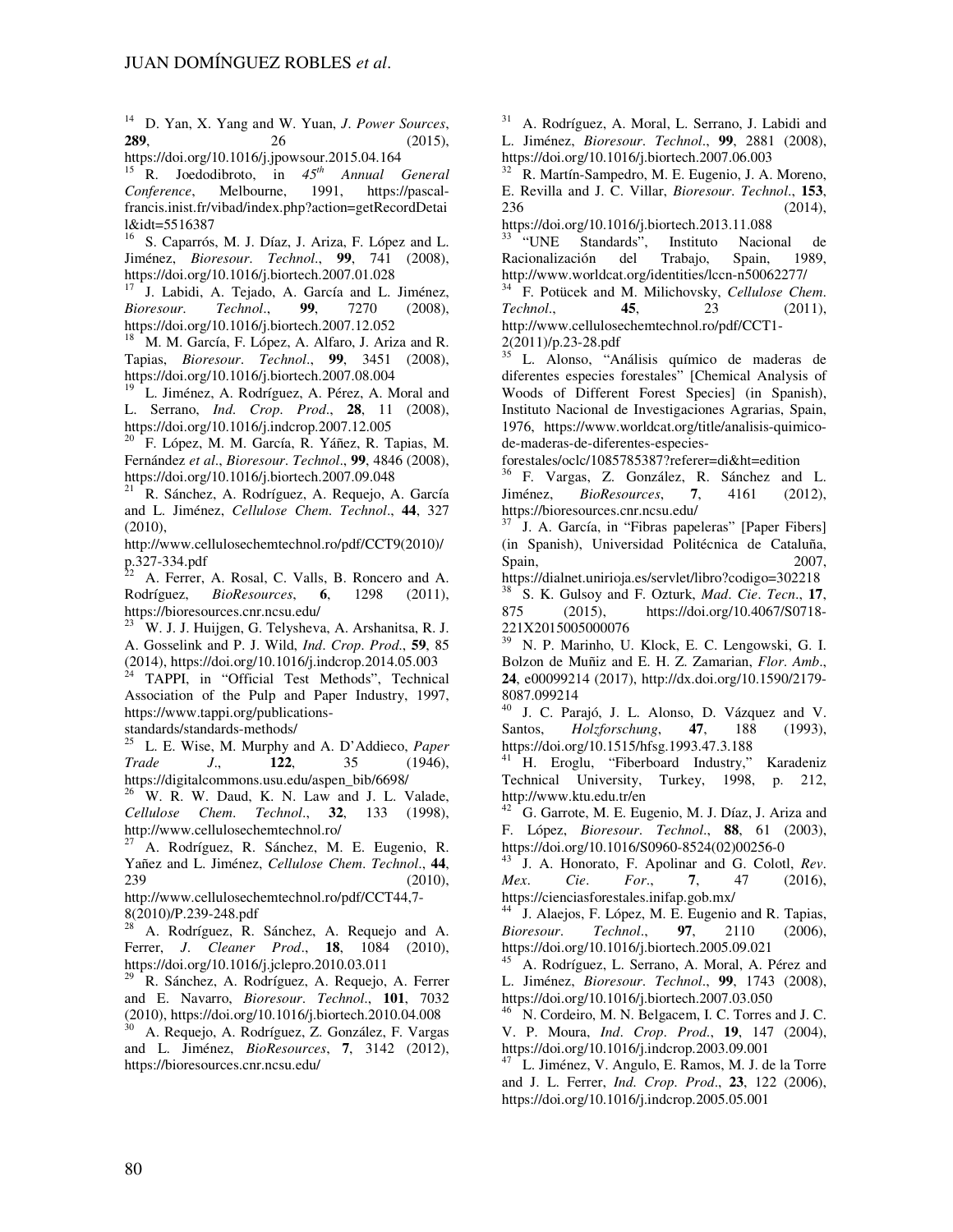[14] D. Yan, X. Yang and W. Yuan, *J. Power Sources*, **289**, 26 (2015), https://doi.org/10.1016/j.jpowsour.2015.04.164

[15] R. Joedodibroto, in *45th Annual General Conference*, Melbourne, 1991, https://pascal-francis.inist.fr/vibad/index.php?action=getRecordDetail&idt=5516387

[16] S. Caparrós, M. J. Díaz, J. Ariza, F. López and L. Jiménez, *Bioresour. Technol.*, **99**, 741 (2008), https://doi.org/10.1016/j.biortech.2007.01.028

[17] J. Labidi, A. Tejado, A. García and L. Jiménez, *Bioresour. Technol.*, **99**, 7270 (2008), https://doi.org/10.1016/j.biortech.2007.12.052

[18] M. M. García, F. López, A. Alfaro, J. Ariza and R. Tapias, *Bioresour. Technol.*, **99**, 3451 (2008), https://doi.org/10.1016/j.biortech.2007.08.004

[19] L. Jiménez, A. Rodríguez, A. Pérez, A. Moral and L. Serrano, *Ind. Crop. Prod.*, **28**, 11 (2008), https://doi.org/10.1016/j.indcrop.2007.12.005

[20] F. López, M. M. García, R. Yáñez, R. Tapias, M. Fernández *et al.*, *Bioresour. Technol.*, **99**, 4846 (2008), https://doi.org/10.1016/j.biortech.2007.09.048

[21] R. Sánchez, A. Rodríguez, A. Requejo, A. García and L. Jiménez, *Cellulose Chem. Technol.*, **44**, 327 (2010), http://www.cellulosechemtechnol.ro/pdf/CCT9(2010)/p.327-334.pdf

[22] A. Ferrer, A. Rosal, C. Valls, B. Roncero and A. Rodríguez, *BioResources*, **6**, 1298 (2011), https://bioresources.cnr.ncsu.edu/

[23] W. J. J. Huijgen, G. Telysheva, A. Arshanitsa, R. J. A. Gosselink and P. J. Wild, *Ind. Crop. Prod.*, **59**, 85 (2014), https://doi.org/10.1016/j.indcrop.2014.05.003

[24] TAPPI, in "Official Test Methods", Technical Association of the Pulp and Paper Industry, 1997, https://www.tappi.org/publications-standards/standards-methods/

[25] L. E. Wise, M. Murphy and A. D'Addieco, *Paper Trade J.*, **122**, 35 (1946), https://digitalcommons.usu.edu/aspen_bib/6698/

[26] W. R. W. Daud, K. N. Law and J. L. Valade, *Cellulose Chem. Technol.*, **32**, 133 (1998), http://www.cellulosechemtechnol.ro/

[27] A. Rodríguez, R. Sánchez, M. E. Eugenio, R. Yañez and L. Jiménez, *Cellulose Chem. Technol.*, **44**, 239 (2010), http://www.cellulosechemtechnol.ro/pdf/CCT44,7-8(2010)/P.239-248.pdf

[28] A. Rodríguez, R. Sánchez, A. Requejo and A. Ferrer, *J. Cleaner Prod.*, **18**, 1084 (2010), https://doi.org/10.1016/j.jclepro.2010.03.011

[29] R. Sánchez, A. Rodríguez, A. Requejo, A. Ferrer and E. Navarro, *Bioresour. Technol.*, **101**, 7032 (2010), https://doi.org/10.1016/j.biortech.2010.04.008

[30] A. Requejo, A. Rodríguez, Z. González, F. Vargas and L. Jiménez, *BioResources*, **7**, 3142 (2012), https://bioresources.cnr.ncsu.edu/

[31] A. Rodríguez, A. Moral, L. Serrano, J. Labidi and L. Jiménez, *Bioresour. Technol.*, **99**, 2881 (2008), https://doi.org/10.1016/j.biortech.2007.06.003

[32] R. Martín-Sampedro, M. E. Eugenio, J. A. Moreno, E. Revilla and J. C. Villar, *Bioresour. Technol.*, **153**, 236 (2014), https://doi.org/10.1016/j.biortech.2013.11.088

[33] "UNE Standards", Instituto Nacional de Racionalización del Trabajo, Spain, 1989, http://www.worldcat.org/identities/lccn-n50062277/

[34] F. Potücek and M. Milichovsky, *Cellulose Chem. Technol.*, **45**, 23 (2011), http://www.cellulosechemtechnol.ro/pdf/CCT1-2(2011)/p.23-28.pdf

[35] L. Alonso, "Análisis químico de maderas de diferentes especies forestales" [Chemical Analysis of Woods of Different Forest Species] (in Spanish), Instituto Nacional de Investigaciones Agrarias, Spain, 1976, https://www.worldcat.org/title/analisis-quimico-de-maderas-de-diferentes-especies-forestales/oclc/1085785387?referer=di&ht=edition

[36] F. Vargas, Z. González, R. Sánchez and L. Jiménez, *BioResources*, **7**, 4161 (2012), https://bioresources.cnr.ncsu.edu/

[37] J. A. García, in "Fibras papeleras" [Paper Fibers] (in Spanish), Universidad Politécnica de Cataluña, Spain, 2007, https://dialnet.unirioja.es/servlet/libro?codigo=302218

[38] S. K. Gulsoy and F. Ozturk, *Mad. Cie. Tecn.*, **17**, 875 (2015), https://doi.org/10.4067/S0718-221X2015005000076

[39] N. P. Marinho, U. Klock, E. C. Lengowski, G. I. Bolzon de Muñiz and E. H. Z. Zamarian, *Flor. Amb.*, **24**, e00099214 (2017), http://dx.doi.org/10.1590/2179-8087.099214

[40] J. C. Parajó, J. L. Alonso, D. Vázquez and V. Santos, *Holzforschung*, **47**, 188 (1993), https://doi.org/10.1515/hfsg.1993.47.3.188

[41] H. Eroglu, "Fiberboard Industry," Karadeniz Technical University, Turkey, 1998, p. 212, http://www.ktu.edu.tr/en

[42] G. Garrote, M. E. Eugenio, M. J. Díaz, J. Ariza and F. López, *Bioresour. Technol.*, **88**, 61 (2003), https://doi.org/10.1016/S0960-8524(02)00256-0

[43] J. A. Honorato, F. Apolinar and G. Colotl, *Rev. Mex. Cie. For.*, **7**, 47 (2016), https://cienciasforestales.inifap.gob.mx/

[44] J. Alaejos, F. López, M. E. Eugenio and R. Tapias, *Bioresour. Technol.*, **97**, 2110 (2006), https://doi.org/10.1016/j.biortech.2005.09.021

[45] A. Rodríguez, L. Serrano, A. Moral, A. Pérez and L. Jiménez, *Bioresour. Technol.*, **99**, 1743 (2008), https://doi.org/10.1016/j.biortech.2007.03.050

[46] N. Cordeiro, M. N. Belgacem, I. C. Torres and J. C. V. P. Moura, *Ind. Crop. Prod.*, **19**, 147 (2004), https://doi.org/10.1016/j.indcrop.2003.09.001

[47] L. Jiménez, V. Angulo, E. Ramos, M. J. de la Torre and J. L. Ferrer, *Ind. Crop. Prod.*, **23**, 122 (2006), https://doi.org/10.1016/j.indcrop.2005.05.001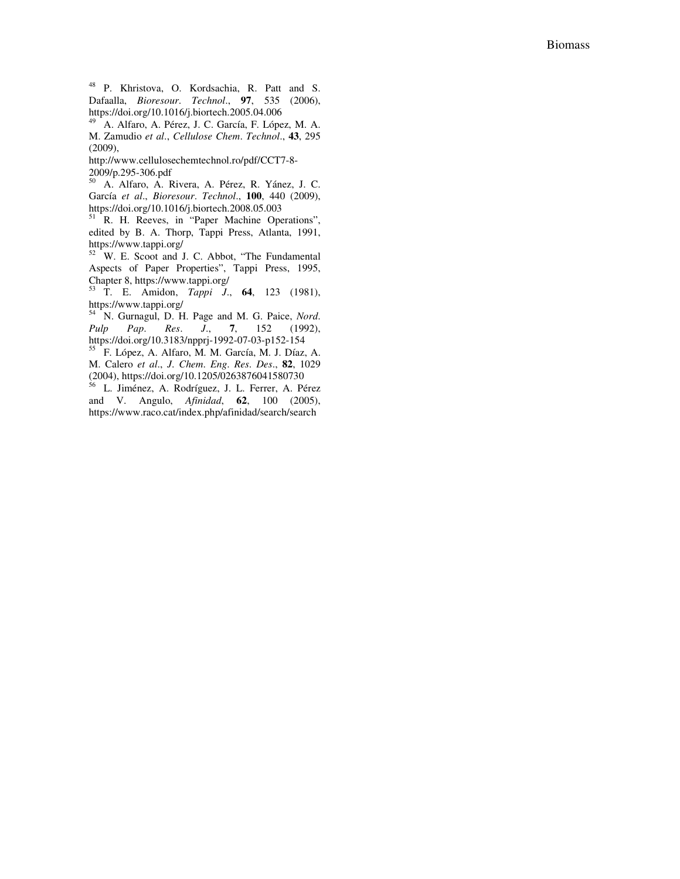[48] P. Khristova, O. Kordsachia, R. Patt and S. Dafaalla, *Bioresour. Technol.*, **97**, 535 (2006), https://doi.org/10.1016/j.biortech.2005.04.006

[49] A. Alfaro, A. Pérez, J. C. García, F. López, M. A. M. Zamudio *et al.*, *Cellulose Chem. Technol.*, **43**, 295 (2009), http://www.cellulosechemtechnol.ro/pdf/CCT7-8-2009/p.295-306.pdf

[50] A. Alfaro, A. Rivera, A. Pérez, R. Yánez, J. C. García *et al.*, *Bioresour. Technol.*, **100**, 440 (2009), https://doi.org/10.1016/j.biortech.2008.05.003

[51] R. H. Reeves, in "Paper Machine Operations", edited by B. A. Thorp, Tappi Press, Atlanta, 1991, https://www.tappi.org/

[52] W. E. Scoot and J. C. Abbot, "The Fundamental Aspects of Paper Properties", Tappi Press, 1995, Chapter 8, https://www.tappi.org/

[53] T. E. Amidon, *Tappi J.*, **64**, 123 (1981), https://www.tappi.org/

[54] N. Gurnagul, D. H. Page and M. G. Paice, *Nord. Pulp Pap. Res. J.*, **7**, 152 (1992), https://doi.org/10.3183/npprj-1992-07-03-p152-154

[55] F. López, A. Alfaro, M. M. García, M. J. Díaz, A. M. Calero *et al.*, *J. Chem. Eng. Res. Des.*, **82**, 1029 (2004), https://doi.org/10.1205/0263876041580730

[56] L. Jiménez, A. Rodríguez, J. L. Ferrer, A. Pérez and V. Angulo, *Afinidad*, **62**, 100 (2005), https://www.raco.cat/index.php/afinidad/search/search